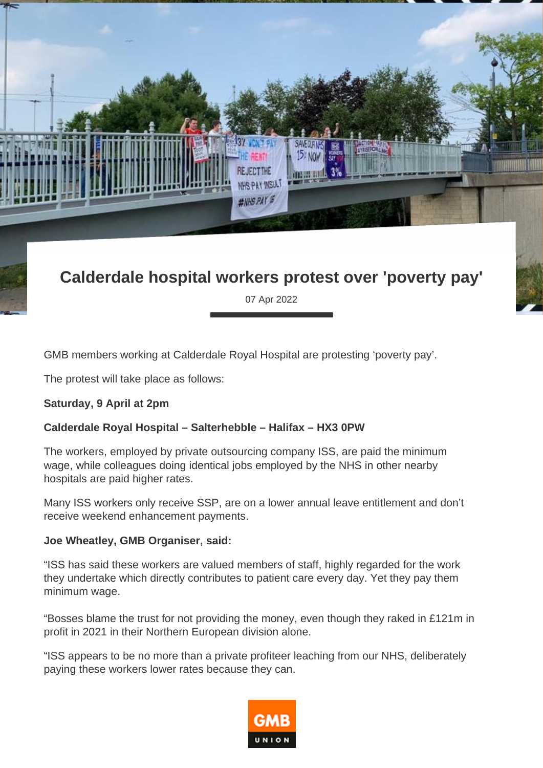# Calderdale hospital workers protest over 'poverty pay'

07 Apr 2022

GMB members working at Calderdale Royal Hospital are protesting ‘poverty pay’.

The protest will take place as follows:

**Saturday, 9 April at 2pm**

**Calderdale Royal Hospital – Salterhebble – Halifax – HX3 0PW**

The workers, employed by private outsourcing company ISS, are paid the minimum wage, while colleagues doing identical jobs employed by the NHS in other nearby hospitals are paid higher rates.

Many ISS workers only receive SSP, are on a lower annual leave entitlement and don’t receive weekend enhancement payments.

**Joe Wheatley, GMB Organiser, said:**

“ISS has said these workers are valued members of staff, highly regarded for the work they undertake which directly contributes to patient care every day. Yet they pay them minimum wage.

“Bosses blame the trust for not providing the money, even though they raked in £121m in profit in 2021 in their Northern European division alone.

“ISS appears to be no more than a private profiteer leaching from our NHS, deliberately paying these workers lower rates because they can.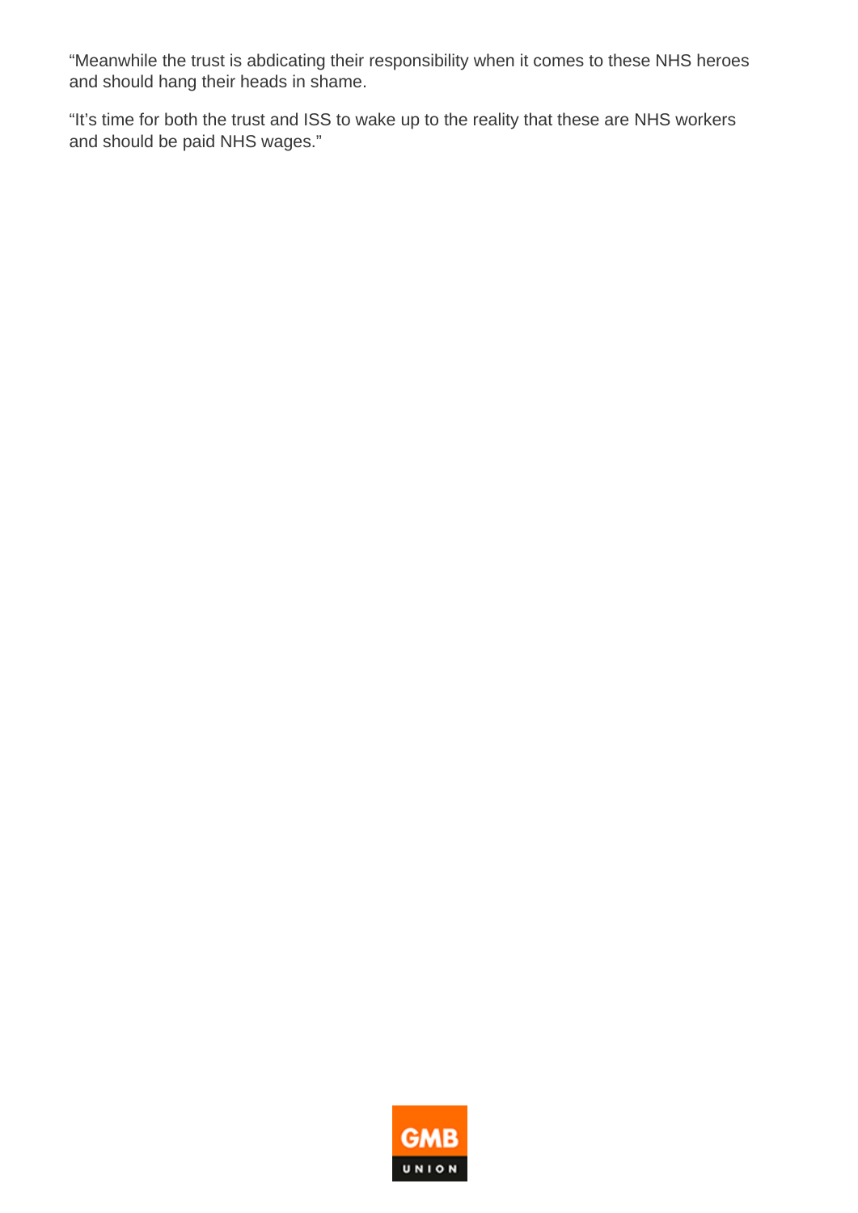“Meanwhile the trust is abdicating their responsibility when it comes to these NHS heroes and should hang their heads in shame.

“It’s time for both the trust and ISS to wake up to the reality that these are NHS workers and should be paid NHS wages.”